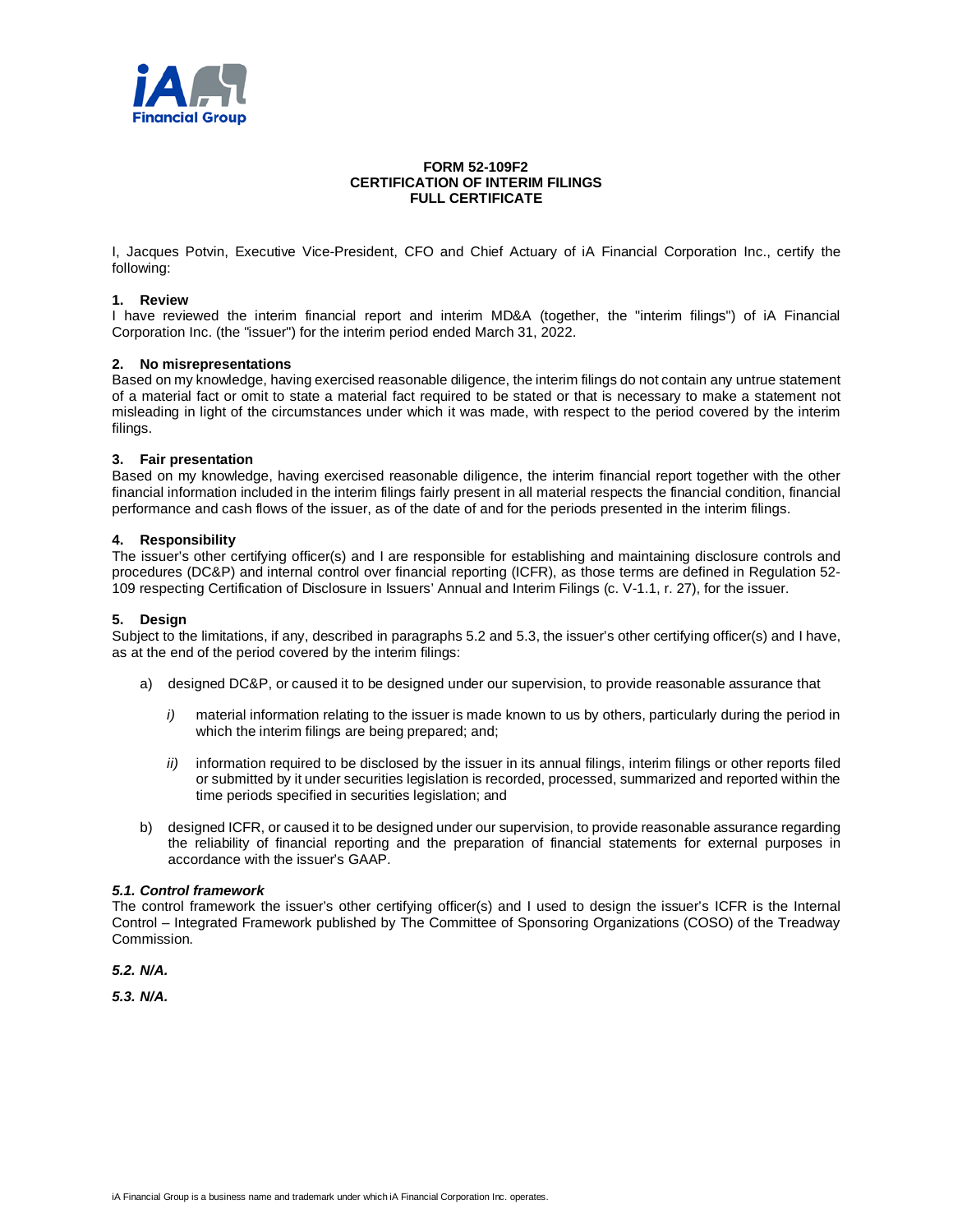**FORM 52-109F2**
**CERTIFICATION OF INTERIM FILINGS**
**FULL CERTIFICATE**

I, Jacques Potvin, Executive Vice-President, CFO and Chief Actuary of iA Financial Corporation Inc., certify the following:

**1. Review**
I have reviewed the interim financial report and interim MD&A (together, the "interim filings") of iA Financial Corporation Inc. (the "issuer") for the interim period ended March 31, 2022.

**2. No misrepresentations**
Based on my knowledge, having exercised reasonable diligence, the interim filings do not contain any untrue statement of a material fact or omit to state a material fact required to be stated or that is necessary to make a statement not misleading in light of the circumstances under which it was made, with respect to the period covered by the interim filings.

**3. Fair presentation**
Based on my knowledge, having exercised reasonable diligence, the interim financial report together with the other financial information included in the interim filings fairly present in all material respects the financial condition, financial performance and cash flows of the issuer, as of the date of and for the periods presented in the interim filings.

**4. Responsibility**
The issuer's other certifying officer(s) and I are responsible for establishing and maintaining disclosure controls and procedures (DC&P) and internal control over financial reporting (ICFR), as those terms are defined in Regulation 52-109 respecting Certification of Disclosure in Issuers' Annual and Interim Filings (c. V-1.1, r. 27), for the issuer.

**5. Design**
Subject to the limitations, if any, described in paragraphs 5.2 and 5.3, the issuer's other certifying officer(s) and I have, as at the end of the period covered by the interim filings:

a) designed DC&P, or caused it to be designed under our supervision, to provide reasonable assurance that

   *i)* material information relating to the issuer is made known to us by others, particularly during the period in which the interim filings are being prepared; and;

   *ii)* information required to be disclosed by the issuer in its annual filings, interim filings or other reports filed or submitted by it under securities legislation is recorded, processed, summarized and reported within the time periods specified in securities legislation; and

b) designed ICFR, or caused it to be designed under our supervision, to provide reasonable assurance regarding the reliability of financial reporting and the preparation of financial statements for external purposes in accordance with the issuer's GAAP.

***5.1. Control framework***
The control framework the issuer's other certifying officer(s) and I used to design the issuer's ICFR is the Internal Control – Integrated Framework published by The Committee of Sponsoring Organizations (COSO) of the Treadway Commission.

***5.2. N/A.***

***5.3. N/A.***

iA Financial Group is a business name and trademark under which iA Financial Corporation Inc. operates.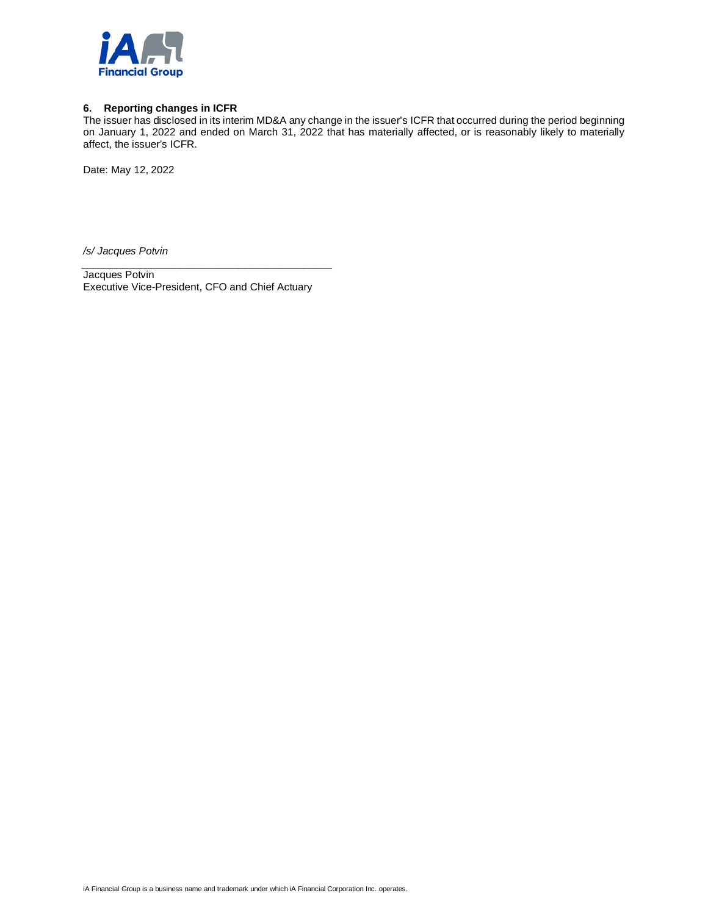**6. Reporting changes in ICFR**

The issuer has disclosed in its interim MD&A any change in the issuer's ICFR that occurred during the period beginning on January 1, 2022 and ended on March 31, 2022 that has materially affected, or is reasonably likely to materially affect, the issuer's ICFR.

Date: May 12, 2022

*/s/ Jacques Potvin*

Jacques Potvin
Executive Vice-President, CFO and Chief Actuary

iA Financial Group is a business name and trademark under which iA Financial Corporation Inc. operates.